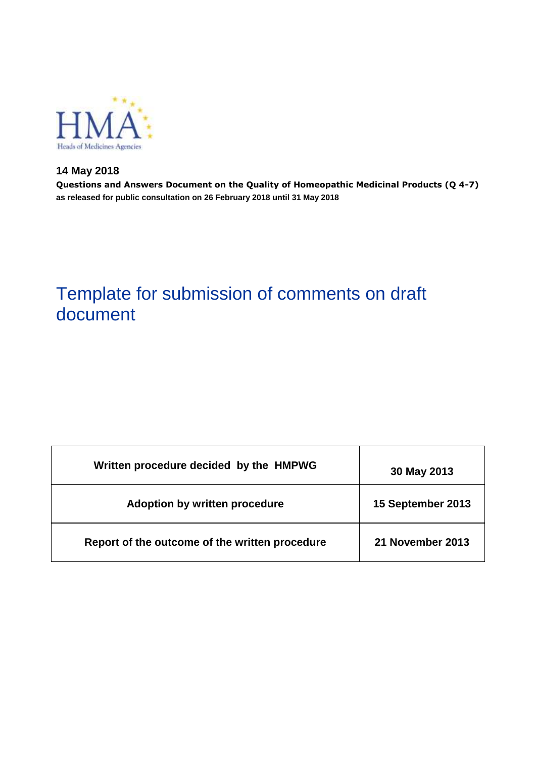HMA
Heads of Medicines Agencies

**14 May 2018**

**Questions and Answers Document on the Quality of Homeopathic Medicinal Products (Q 4-7)**

**as released for public consultation on 26 February 2018 until 31 May 2018**

# Template for submission of comments on draft document

| **Written procedure decided by the HMPWG** | **30 May 2013** |
|---|---|
| **Adoption by written procedure** | **15 September 2013** |
| **Report of the outcome of the written procedure** | **21 November 2013** |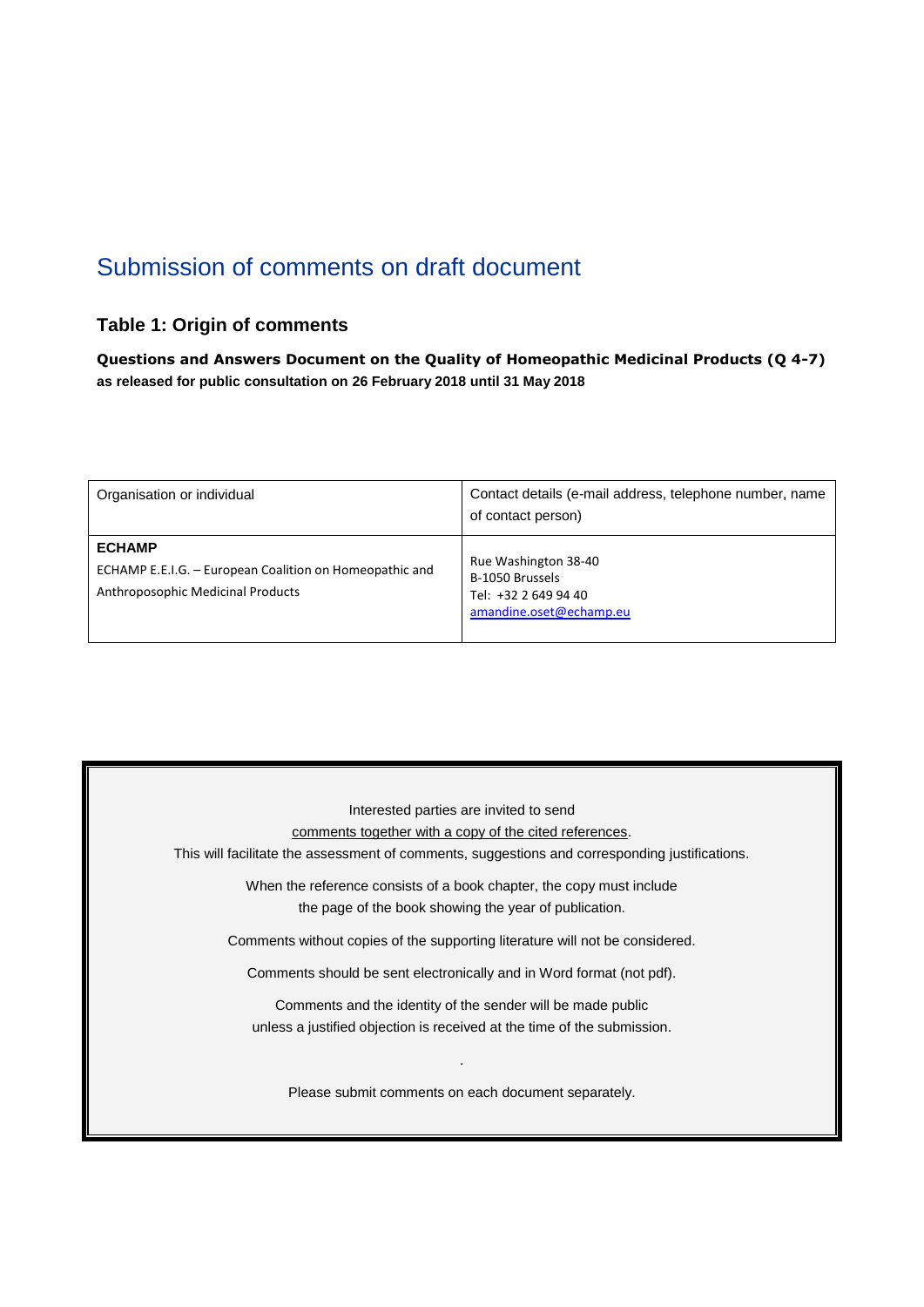# Submission of comments on draft document

## Table 1: Origin of comments

**Questions and Answers Document on the Quality of Homeopathic Medicinal Products (Q 4-7)**
**as released for public consultation on 26 February 2018 until 31 May 2018**

| Organisation or individual | Contact details (e-mail address, telephone number, name of contact person) |
|---|---|
| **ECHAMP**<br>ECHAMP E.E.I.G. – European Coalition on Homeopathic and Anthroposophic Medicinal Products | Rue Washington 38-40<br>B-1050 Brussels<br>Tel: +32 2 649 94 40<br>amandine.oset@echamp.eu |

Interested parties are invited to send
comments together with a copy of the cited references.
This will facilitate the assessment of comments, suggestions and corresponding justifications.

When the reference consists of a book chapter, the copy must include
the page of the book showing the year of publication.

Comments without copies of the supporting literature will not be considered.

Comments should be sent electronically and in Word format (not pdf).

Comments and the identity of the sender will be made public
unless a justified objection is received at the time of the submission.

.

Please submit comments on each document separately.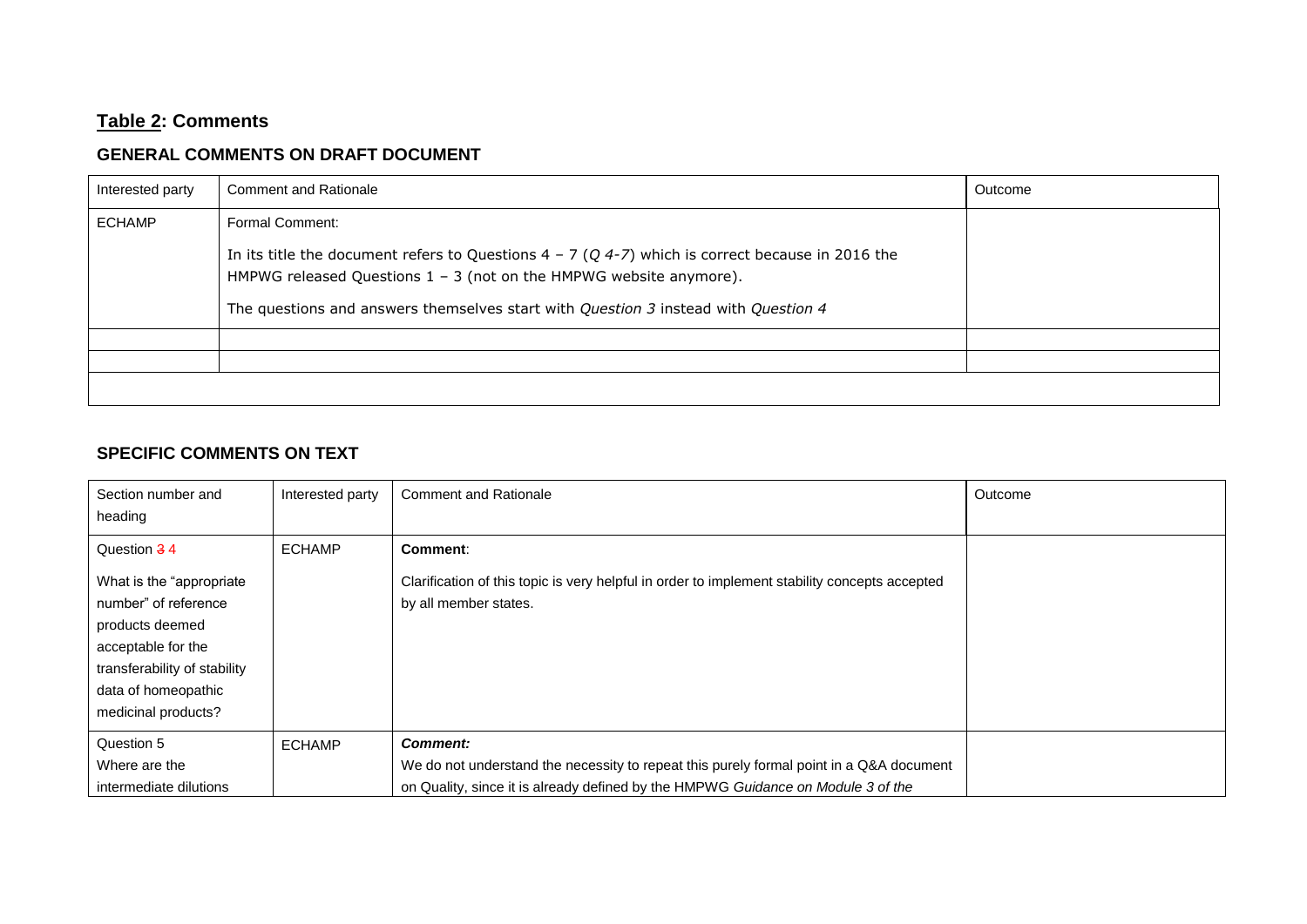## **Table 2: Comments**

### GENERAL COMMENTS ON DRAFT DOCUMENT

| Interested party | Comment and Rationale | Outcome |
|---|---|---|
| ECHAMP | Formal Comment:<br><br>In its title the document refers to Questions 4 – 7 (*Q 4-7*) which is correct because in 2016 the HMPWG released Questions 1 – 3 (not on the HMPWG website anymore).<br><br>The questions and answers themselves start with *Question 3* instead with *Question 4* | |
| | | |
| | | |
| | | |

### SPECIFIC COMMENTS ON TEXT

| Section number and heading | Interested party | Comment and Rationale | Outcome |
|---|---|---|---|
| Question ~~3~~ 4<br><br>What is the "appropriate number" of reference products deemed acceptable for the transferability of stability data of homeopathic medicinal products? | ECHAMP | **Comment**:<br><br>Clarification of this topic is very helpful in order to implement stability concepts accepted by all member states. | |
| Question 5<br>Where are the intermediate dilutions | ECHAMP | ***Comment:***<br>We do not understand the necessity to repeat this purely formal point in a Q&A document on Quality, since it is already defined by the HMPWG *Guidance on Module 3 of the* | |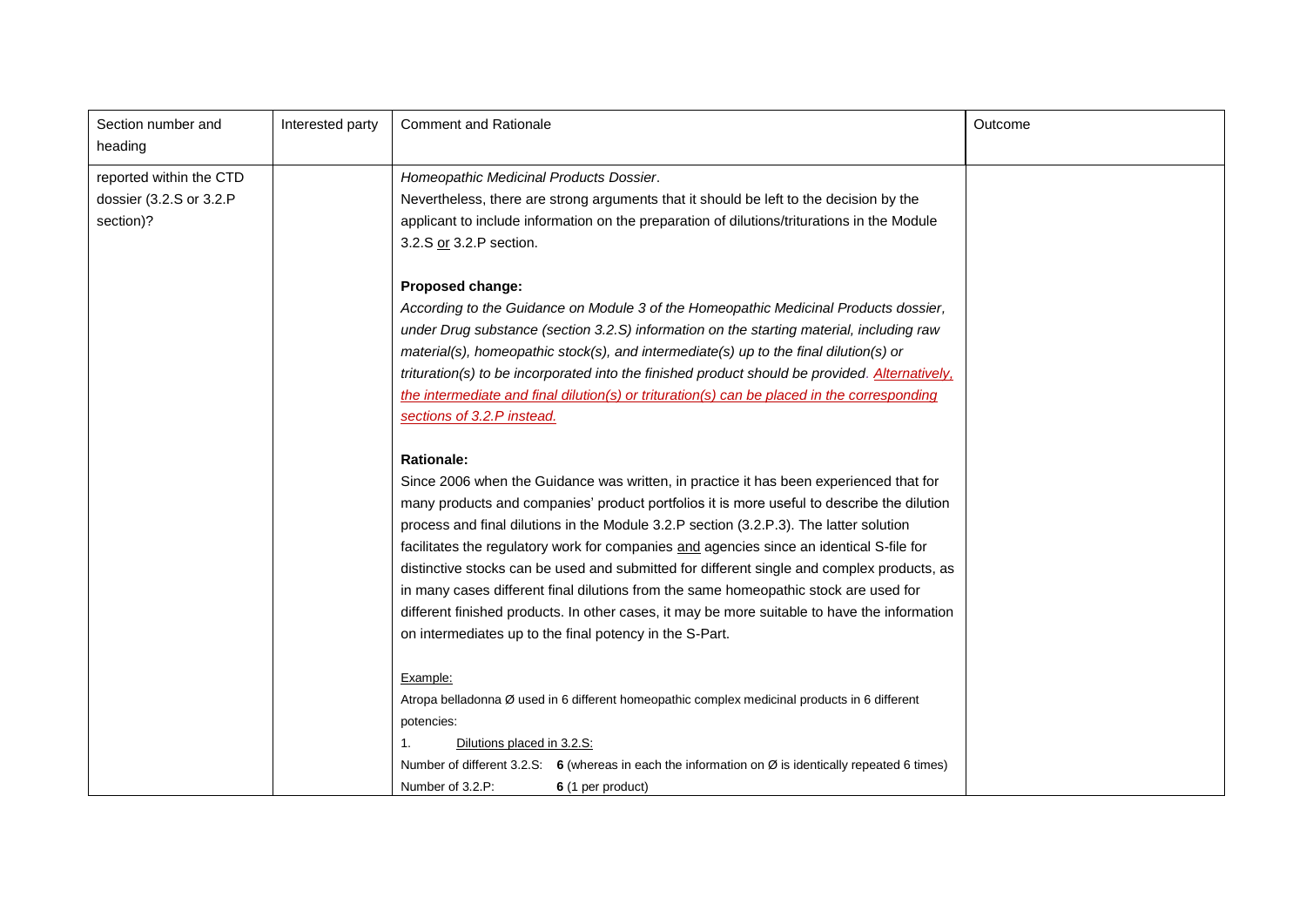| Section number and heading | Interested party | Comment and Rationale | Outcome |
|---|---|---|---|
| reported within the CTD dossier (3.2.S or 3.2.P section)? | | *Homeopathic Medicinal Products Dossier*.<br>Nevertheless, there are strong arguments that it should be left to the decision by the applicant to include information on the preparation of dilutions/triturations in the Module 3.2.S <u>or</u> 3.2.P section.<br><br>**Proposed change:**<br>*According to the Guidance on Module 3 of the Homeopathic Medicinal Products dossier, under Drug substance (section 3.2.S) information on the starting material, including raw material(s), homeopathic stock(s), and intermediate(s) up to the final dilution(s) or trituration(s) to be incorporated into the finished product should be provided. <u>Alternatively, the intermediate and final dilution(s) or trituration(s) can be placed in the corresponding sections of 3.2.P instead.</u>*<br><br>**Rationale:**<br>Since 2006 when the Guidance was written, in practice it has been experienced that for many products and companies' product portfolios it is more useful to describe the dilution process and final dilutions in the Module 3.2.P section (3.2.P.3). The latter solution facilitates the regulatory work for companies <u>and</u> agencies since an identical S-file for distinctive stocks can be used and submitted for different single and complex products, as in many cases different final dilutions from the same homeopathic stock are used for different finished products. In other cases, it may be more suitable to have the information on intermediates up to the final potency in the S-Part.<br><br><u>Example:</u><br>Atropa belladonna Ø used in 6 different homeopathic complex medicinal products in 6 different potencies:<br>1. <u>Dilutions placed in 3.2.S:</u><br>Number of different 3.2.S: **6** (whereas in each the information on Ø is identically repeated 6 times)<br>Number of 3.2.P: **6** (1 per product) | |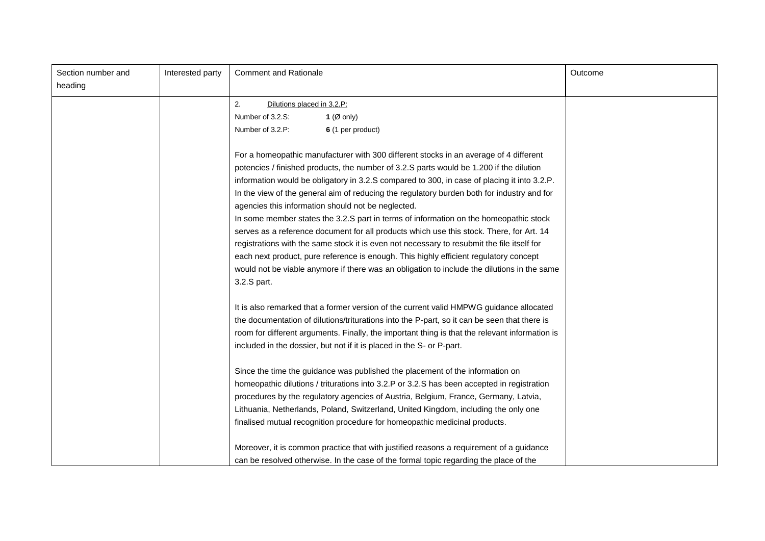| Section number and heading | Interested party | Comment and Rationale | Outcome |
|---|---|---|---|
| | | 2. Dilutions placed in 3.2.P:<br>Number of 3.2.S: **1** (Ø only)<br>Number of 3.2.P: **6** (1 per product)<br><br>For a homeopathic manufacturer with 300 different stocks in an average of 4 different potencies / finished products, the number of 3.2.S parts would be 1.200 if the dilution information would be obligatory in 3.2.S compared to 300, in case of placing it into 3.2.P. In the view of the general aim of reducing the regulatory burden both for industry and for agencies this information should not be neglected.<br>In some member states the 3.2.S part in terms of information on the homeopathic stock serves as a reference document for all products which use this stock. There, for Art. 14 registrations with the same stock it is even not necessary to resubmit the file itself for each next product, pure reference is enough. This highly efficient regulatory concept would not be viable anymore if there was an obligation to include the dilutions in the same 3.2.S part.<br><br>It is also remarked that a former version of the current valid HMPWG guidance allocated the documentation of dilutions/triturations into the P-part, so it can be seen that there is room for different arguments. Finally, the important thing is that the relevant information is included in the dossier, but not if it is placed in the S- or P-part.<br><br>Since the time the guidance was published the placement of the information on homeopathic dilutions / triturations into 3.2.P or 3.2.S has been accepted in registration procedures by the regulatory agencies of Austria, Belgium, France, Germany, Latvia, Lithuania, Netherlands, Poland, Switzerland, United Kingdom, including the only one finalised mutual recognition procedure for homeopathic medicinal products.<br><br>Moreover, it is common practice that with justified reasons a requirement of a guidance can be resolved otherwise. In the case of the formal topic regarding the place of the | |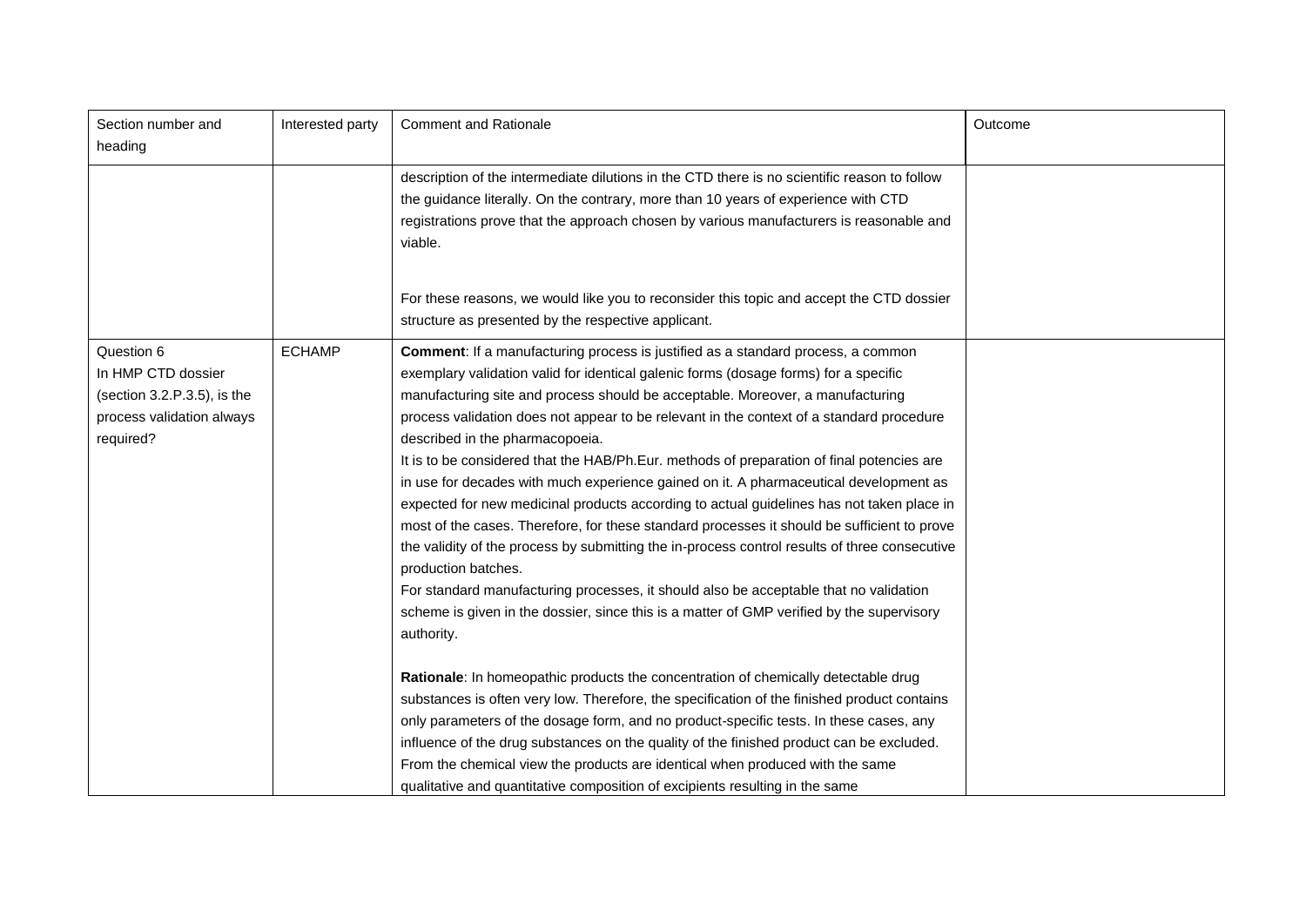| Section number and heading | Interested party | Comment and Rationale | Outcome |
| --- | --- | --- | --- |
| | | description of the intermediate dilutions in the CTD there is no scientific reason to follow the guidance literally. On the contrary, more than 10 years of experience with CTD registrations prove that the approach chosen by various manufacturers is reasonable and viable.<br><br>For these reasons, we would like you to reconsider this topic and accept the CTD dossier structure as presented by the respective applicant. | |
| Question 6<br>In HMP CTD dossier (section 3.2.P.3.5), is the process validation always required? | ECHAMP | **Comment**: If a manufacturing process is justified as a standard process, a common exemplary validation valid for identical galenic forms (dosage forms) for a specific manufacturing site and process should be acceptable. Moreover, a manufacturing process validation does not appear to be relevant in the context of a standard procedure described in the pharmacopoeia.<br>It is to be considered that the HAB/Ph.Eur. methods of preparation of final potencies are in use for decades with much experience gained on it. A pharmaceutical development as expected for new medicinal products according to actual guidelines has not taken place in most of the cases. Therefore, for these standard processes it should be sufficient to prove the validity of the process by submitting the in-process control results of three consecutive production batches.<br>For standard manufacturing processes, it should also be acceptable that no validation scheme is given in the dossier, since this is a matter of GMP verified by the supervisory authority.<br><br>**Rationale**: In homeopathic products the concentration of chemically detectable drug substances is often very low. Therefore, the specification of the finished product contains only parameters of the dosage form, and no product-specific tests. In these cases, any influence of the drug substances on the quality of the finished product can be excluded. From the chemical view the products are identical when produced with the same qualitative and quantitative composition of excipients resulting in the same | |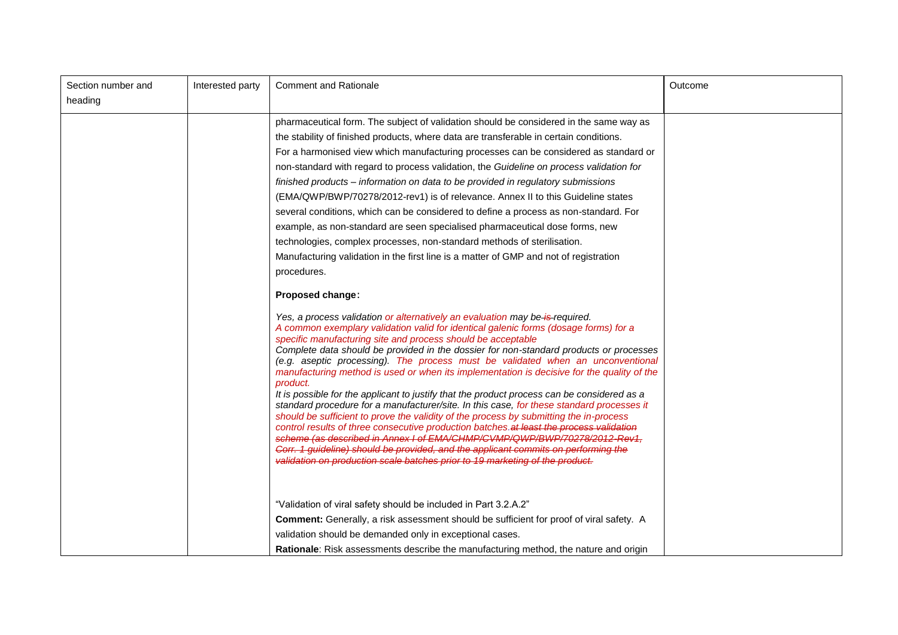| Section number and heading | Interested party | Comment and Rationale | Outcome |
|---|---|---|---|
| | | pharmaceutical form. The subject of validation should be considered in the same way as the stability of finished products, where data are transferable in certain conditions.<br>For a harmonised view which manufacturing processes can be considered as standard or non-standard with regard to process validation, the *Guideline on process validation for finished products – information on data to be provided in regulatory submissions* (EMA/QWP/BWP/70278/2012-rev1) is of relevance. Annex II to this Guideline states several conditions, which can be considered to define a process as non-standard. For example, as non-standard are seen specialised pharmaceutical dose forms, new technologies, complex processes, non-standard methods of sterilisation.<br>Manufacturing validation in the first line is a matter of GMP and not of registration procedures.<br><br>**Proposed change:**<br><br>*Yes, a process validation or alternatively an evaluation may be ~~is~~ required.*<br>*A common exemplary validation valid for identical galenic forms (dosage forms) for a specific manufacturing site and process should be acceptable*<br>*Complete data should be provided in the dossier for non-standard products or processes (e.g. aseptic processing). The process must be validated when an unconventional manufacturing method is used or when its implementation is decisive for the quality of the product.*<br>*It is possible for the applicant to justify that the product process can be considered as a standard procedure for a manufacturer/site. In this case, for these standard processes it should be sufficient to prove the validity of the process by submitting the in-process control results of three consecutive production batches.~~at least the process validation scheme (as described in Annex I of EMA/CHMP/CVMP/QWP/BWP/70278/2012-Rev1, Corr. 1 guideline) should be provided, and the applicant commits on performing the validation on production scale batches prior to 19 marketing of the product.~~*<br><br>"Validation of viral safety should be included in Part 3.2.A.2"<br>**Comment:** Generally, a risk assessment should be sufficient for proof of viral safety. A validation should be demanded only in exceptional cases.<br>**Rationale**: Risk assessments describe the manufacturing method, the nature and origin | |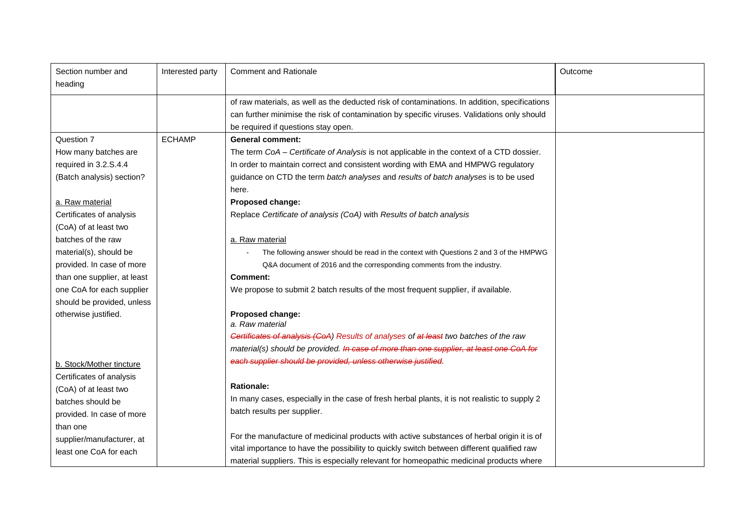| Section number and heading | Interested party | Comment and Rationale | Outcome |
|---|---|---|---|
| | | of raw materials, as well as the deducted risk of contaminations. In addition, specifications can further minimise the risk of contamination by specific viruses. Validations only should be required if questions stay open. | |
| Question 7<br>How many batches are required in 3.2.S.4.4 (Batch analysis) section?<br><br><u>a. Raw material</u><br>Certificates of analysis (CoA) of at least two batches of the raw material(s), should be provided. In case of more than one supplier, at least one CoA for each supplier should be provided, unless otherwise justified.<br><br><u>b. Stock/Mother tincture</u><br>Certificates of analysis (CoA) of at least two batches should be provided. In case of more than one supplier/manufacturer, at least one CoA for each | ECHAMP | **General comment:**<br>The term *CoA – Certificate of Analysis* is not applicable in the context of a CTD dossier. In order to maintain correct and consistent wording with EMA and HMPWG regulatory guidance on CTD the term *batch analyses* and *results of batch analyses* is to be used here.<br>**Proposed change:**<br>Replace *Certificate of analysis (CoA)* with *Results of batch analysis*<br><br><u>a. Raw material</u><br>- The following answer should be read in the context with Questions 2 and 3 of the HMPWG Q&A document of 2016 and the corresponding comments from the industry.<br>**Comment:**<br>We propose to submit 2 batch results of the most frequent supplier, if available.<br><br>**Proposed change:**<br>*a. Raw material*<br>*~~Certificates of analysis (CoA~~) Results of analyses of ~~at least~~ two batches of the raw material(s) should be provided. ~~In case of more than one supplier, at least one CoA for each supplier should be provided, unless otherwise justified~~.*<br><br>**Rationale:**<br>In many cases, especially in the case of fresh herbal plants, it is not realistic to supply 2 batch results per supplier.<br><br>For the manufacture of medicinal products with active substances of herbal origin it is of vital importance to have the possibility to quickly switch between different qualified raw material suppliers. This is especially relevant for homeopathic medicinal products where | |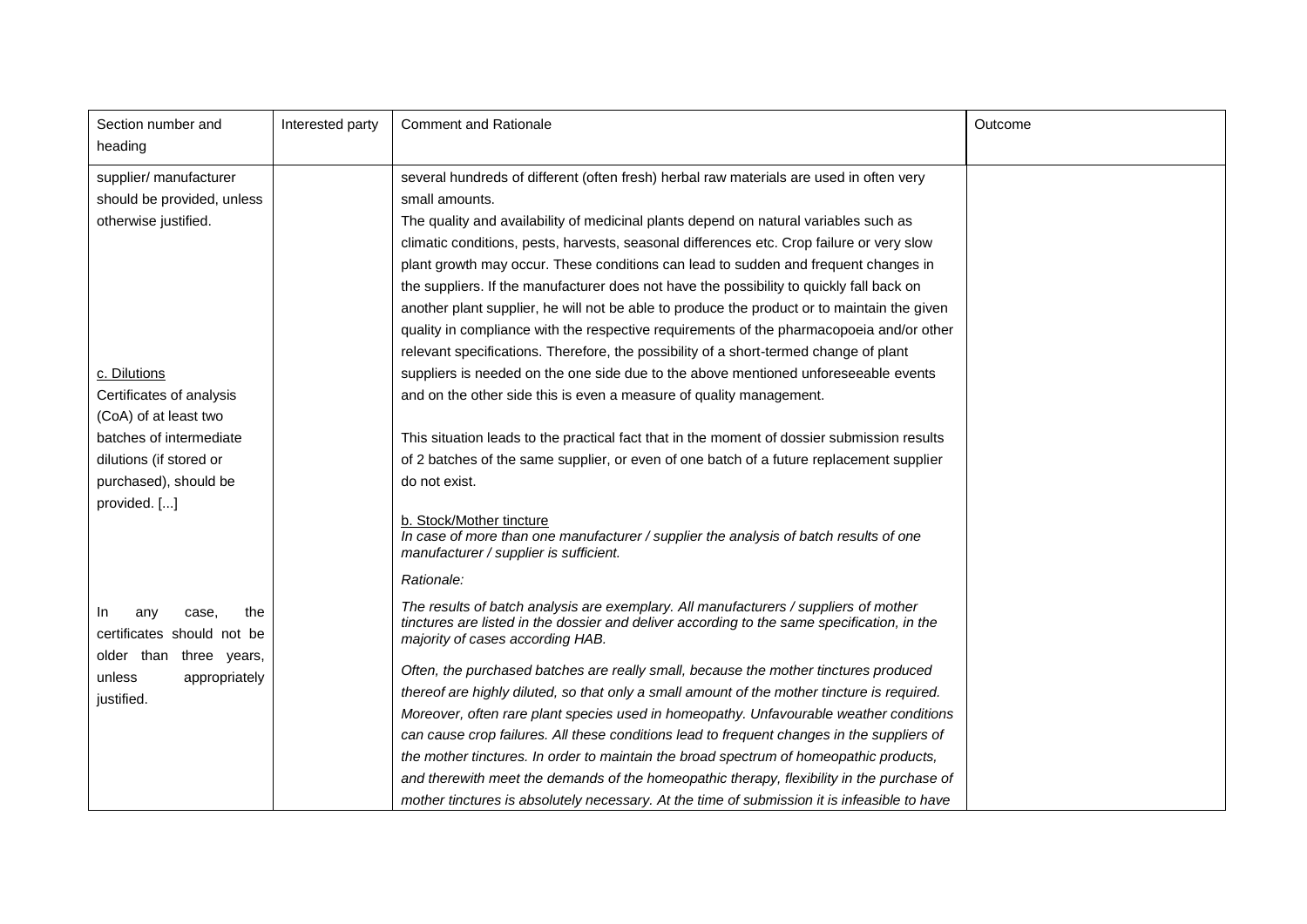| Section number and heading | Interested party | Comment and Rationale | Outcome |
|---|---|---|---|
| supplier/ manufacturer should be provided, unless otherwise justified.<br><br><u>c. Dilutions</u><br>Certificates of analysis (CoA) of at least two batches of intermediate dilutions (if stored or purchased), should be provided. [...]<br><br>In any case, the certificates should not be older than three years, unless appropriately justified. | | several hundreds of different (often fresh) herbal raw materials are used in often very small amounts.<br>The quality and availability of medicinal plants depend on natural variables such as climatic conditions, pests, harvests, seasonal differences etc. Crop failure or very slow plant growth may occur. These conditions can lead to sudden and frequent changes in the suppliers. If the manufacturer does not have the possibility to quickly fall back on another plant supplier, he will not be able to produce the product or to maintain the given quality in compliance with the respective requirements of the pharmacopoeia and/or other relevant specifications. Therefore, the possibility of a short-termed change of plant suppliers is needed on the one side due to the above mentioned unforeseeable events and on the other side this is even a measure of quality management.<br><br>This situation leads to the practical fact that in the moment of dossier submission results of 2 batches of the same supplier, or even of one batch of a future replacement supplier do not exist.<br><br><u>b. Stock/Mother tincture</u><br>*In case of more than one manufacturer / supplier the analysis of batch results of one manufacturer / supplier is sufficient.*<br><br>*Rationale:*<br><br>*The results of batch analysis are exemplary. All manufacturers / suppliers of mother tinctures are listed in the dossier and deliver according to the same specification, in the majority of cases according HAB.*<br><br>*Often, the purchased batches are really small, because the mother tinctures produced thereof are highly diluted, so that only a small amount of the mother tincture is required. Moreover, often rare plant species used in homeopathy. Unfavourable weather conditions can cause crop failures. All these conditions lead to frequent changes in the suppliers of the mother tinctures. In order to maintain the broad spectrum of homeopathic products, and therewith meet the demands of the homeopathic therapy, flexibility in the purchase of mother tinctures is absolutely necessary. At the time of submission it is infeasible to have* | |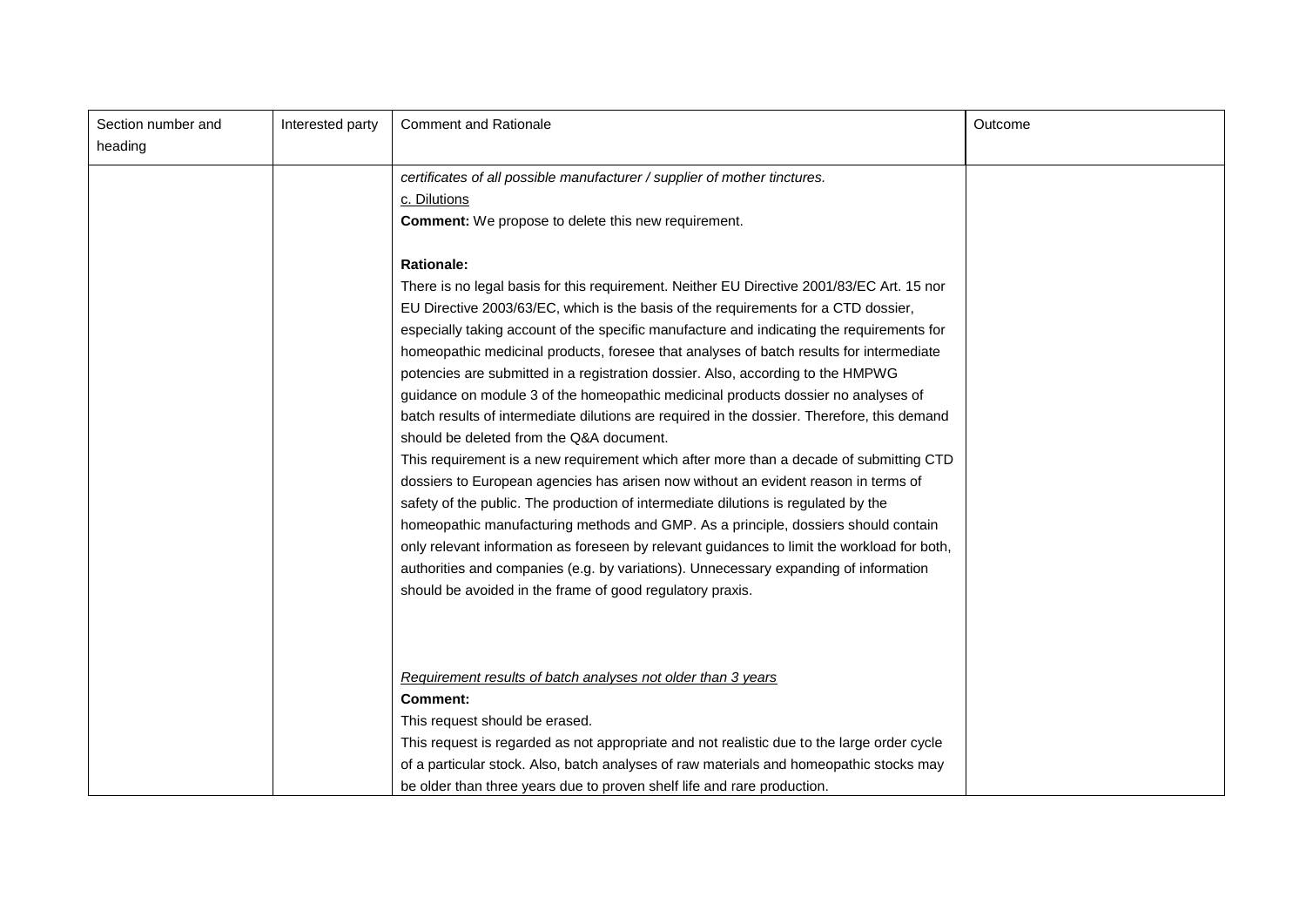| Section number and heading | Interested party | Comment and Rationale | Outcome |
|---|---|---|---|
| | | *certificates of all possible manufacturer / supplier of mother tinctures.*<br>c. Dilutions<br>**Comment:** We propose to delete this new requirement.<br><br>**Rationale:**<br>There is no legal basis for this requirement. Neither EU Directive 2001/83/EC Art. 15 nor EU Directive 2003/63/EC, which is the basis of the requirements for a CTD dossier, especially taking account of the specific manufacture and indicating the requirements for homeopathic medicinal products, foresee that analyses of batch results for intermediate potencies are submitted in a registration dossier. Also, according to the HMPWG guidance on module 3 of the homeopathic medicinal products dossier no analyses of batch results of intermediate dilutions are required in the dossier. Therefore, this demand should be deleted from the Q&A document.<br>This requirement is a new requirement which after more than a decade of submitting CTD dossiers to European agencies has arisen now without an evident reason in terms of safety of the public. The production of intermediate dilutions is regulated by the homeopathic manufacturing methods and GMP. As a principle, dossiers should contain only relevant information as foreseen by relevant guidances to limit the workload for both, authorities and companies (e.g. by variations). Unnecessary expanding of information should be avoided in the frame of good regulatory praxis.<br><br>*Requirement results of batch analyses not older than 3 years*<br>**Comment:**<br>This request should be erased.<br>This request is regarded as not appropriate and not realistic due to the large order cycle of a particular stock. Also, batch analyses of raw materials and homeopathic stocks may be older than three years due to proven shelf life and rare production. | |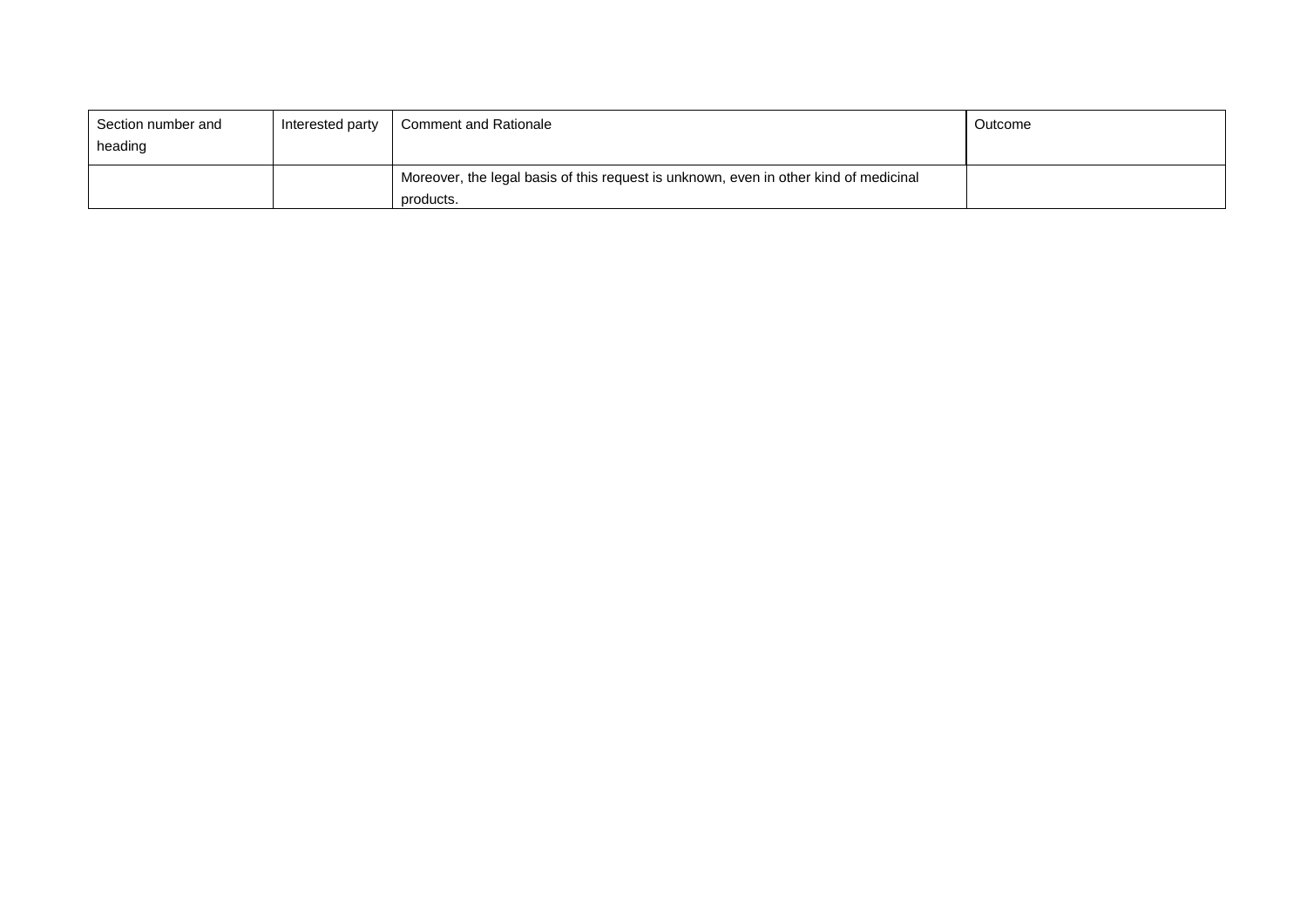| Section number and heading | Interested party | Comment and Rationale | Outcome |
| --- | --- | --- | --- |
| | | Moreover, the legal basis of this request is unknown, even in other kind of medicinal products. | |